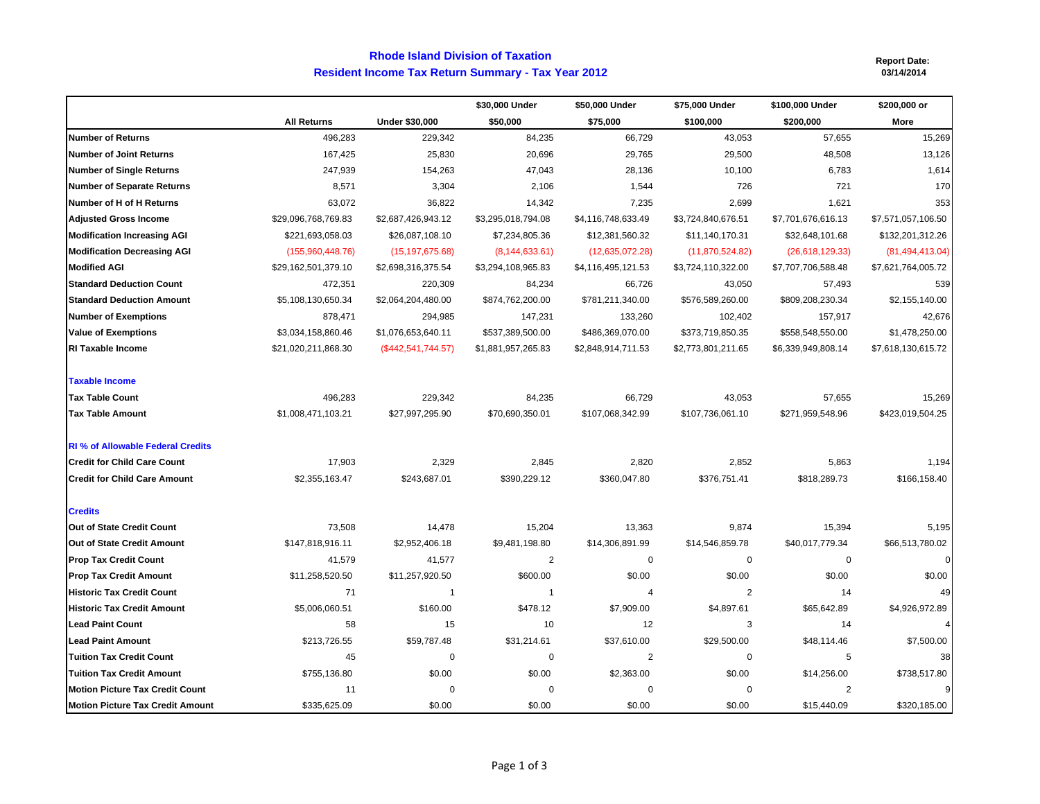# Rhode Island Division of Taxation

## Resident Income Tax Return Summary - Tax Year 2012

**Report Date:**
**03/14/2014**

| | All Returns | Under $30,000 | $30,000 Under $50,000 | $50,000 Under $75,000 | $75,000 Under $100,000 | $100,000 Under $200,000 | $200,000 or More |
|---|---|---|---|---|---|---|---|
| **Number of Returns** | 496,283 | 229,342 | 84,235 | 66,729 | 43,053 | 57,655 | 15,269 |
| **Number of Joint Returns** | 167,425 | 25,830 | 20,696 | 29,765 | 29,500 | 48,508 | 13,126 |
| **Number of Single Returns** | 247,939 | 154,263 | 47,043 | 28,136 | 10,100 | 6,783 | 1,614 |
| **Number of Separate Returns** | 8,571 | 3,304 | 2,106 | 1,544 | 726 | 721 | 170 |
| **Number of H of H Returns** | 63,072 | 36,822 | 14,342 | 7,235 | 2,699 | 1,621 | 353 |
| **Adjusted Gross Income** | $29,096,768,769.83 | $2,687,426,943.12 | $3,295,018,794.08 | $4,116,748,633.49 | $3,724,840,676.51 | $7,701,676,616.13 | $7,571,057,106.50 |
| **Modification Increasing AGI** | $221,693,058.03 | $26,087,108.10 | $7,234,805.36 | $12,381,560.32 | $11,140,170.31 | $32,648,101.68 | $132,201,312.26 |
| **Modification Decreasing AGI** | (155,960,448.76) | (15,197,675.68) | (8,144,633.61) | (12,635,072.28) | (11,870,524.82) | (26,618,129.33) | (81,494,413.04) |
| **Modified AGI** | $29,162,501,379.10 | $2,698,316,375.54 | $3,294,108,965.83 | $4,116,495,121.53 | $3,724,110,322.00 | $7,707,706,588.48 | $7,621,764,005.72 |
| **Standard Deduction Count** | 472,351 | 220,309 | 84,234 | 66,726 | 43,050 | 57,493 | 539 |
| **Standard Deduction Amount** | $5,108,130,650.34 | $2,064,204,480.00 | $874,762,200.00 | $781,211,340.00 | $576,589,260.00 | $809,208,230.34 | $2,155,140.00 |
| **Number of Exemptions** | 878,471 | 294,985 | 147,231 | 133,260 | 102,402 | 157,917 | 42,676 |
| **Value of Exemptions** | $3,034,158,860.46 | $1,076,653,640.11 | $537,389,500.00 | $486,369,070.00 | $373,719,850.35 | $558,548,550.00 | $1,478,250.00 |
| **RI Taxable Income** | $21,020,211,868.30 | ($442,541,744.57) | $1,881,957,265.83 | $2,848,914,711.53 | $2,773,801,211.65 | $6,339,949,808.14 | $7,618,130,615.72 |
| **Taxable Income** | | | | | | | |
| **Tax Table Count** | 496,283 | 229,342 | 84,235 | 66,729 | 43,053 | 57,655 | 15,269 |
| **Tax Table Amount** | $1,008,471,103.21 | $27,997,295.90 | $70,690,350.01 | $107,068,342.99 | $107,736,061.10 | $271,959,548.96 | $423,019,504.25 |
| **RI % of Allowable Federal Credits** | | | | | | | |
| **Credit for Child Care Count** | 17,903 | 2,329 | 2,845 | 2,820 | 2,852 | 5,863 | 1,194 |
| **Credit for Child Care Amount** | $2,355,163.47 | $243,687.01 | $390,229.12 | $360,047.80 | $376,751.41 | $818,289.73 | $166,158.40 |
| **Credits** | | | | | | | |
| **Out of State Credit Count** | 73,508 | 14,478 | 15,204 | 13,363 | 9,874 | 15,394 | 5,195 |
| **Out of State Credit Amount** | $147,818,916.11 | $2,952,406.18 | $9,481,198.80 | $14,306,891.99 | $14,546,859.78 | $40,017,779.34 | $66,513,780.02 |
| **Prop Tax Credit Count** | 41,579 | 41,577 | 2 | 0 | 0 | 0 | 0 |
| **Prop Tax Credit Amount** | $11,258,520.50 | $11,257,920.50 | $600.00 | $0.00 | $0.00 | $0.00 | $0.00 |
| **Historic Tax Credit Count** | 71 | 1 | 1 | 4 | 2 | 14 | 49 |
| **Historic Tax Credit Amount** | $5,006,060.51 | $160.00 | $478.12 | $7,909.00 | $4,897.61 | $65,642.89 | $4,926,972.89 |
| **Lead Paint Count** | 58 | 15 | 10 | 12 | 3 | 14 | 4 |
| **Lead Paint Amount** | $213,726.55 | $59,787.48 | $31,214.61 | $37,610.00 | $29,500.00 | $48,114.46 | $7,500.00 |
| **Tuition Tax Credit Count** | 45 | 0 | 0 | 2 | 0 | 5 | 38 |
| **Tuition Tax Credit Amount** | $755,136.80 | $0.00 | $0.00 | $2,363.00 | $0.00 | $14,256.00 | $738,517.80 |
| **Motion Picture Tax Credit Count** | 11 | 0 | 0 | 0 | 0 | 2 | 9 |
| **Motion Picture Tax Credit Amount** | $335,625.09 | $0.00 | $0.00 | $0.00 | $0.00 | $15,440.09 | $320,185.00 |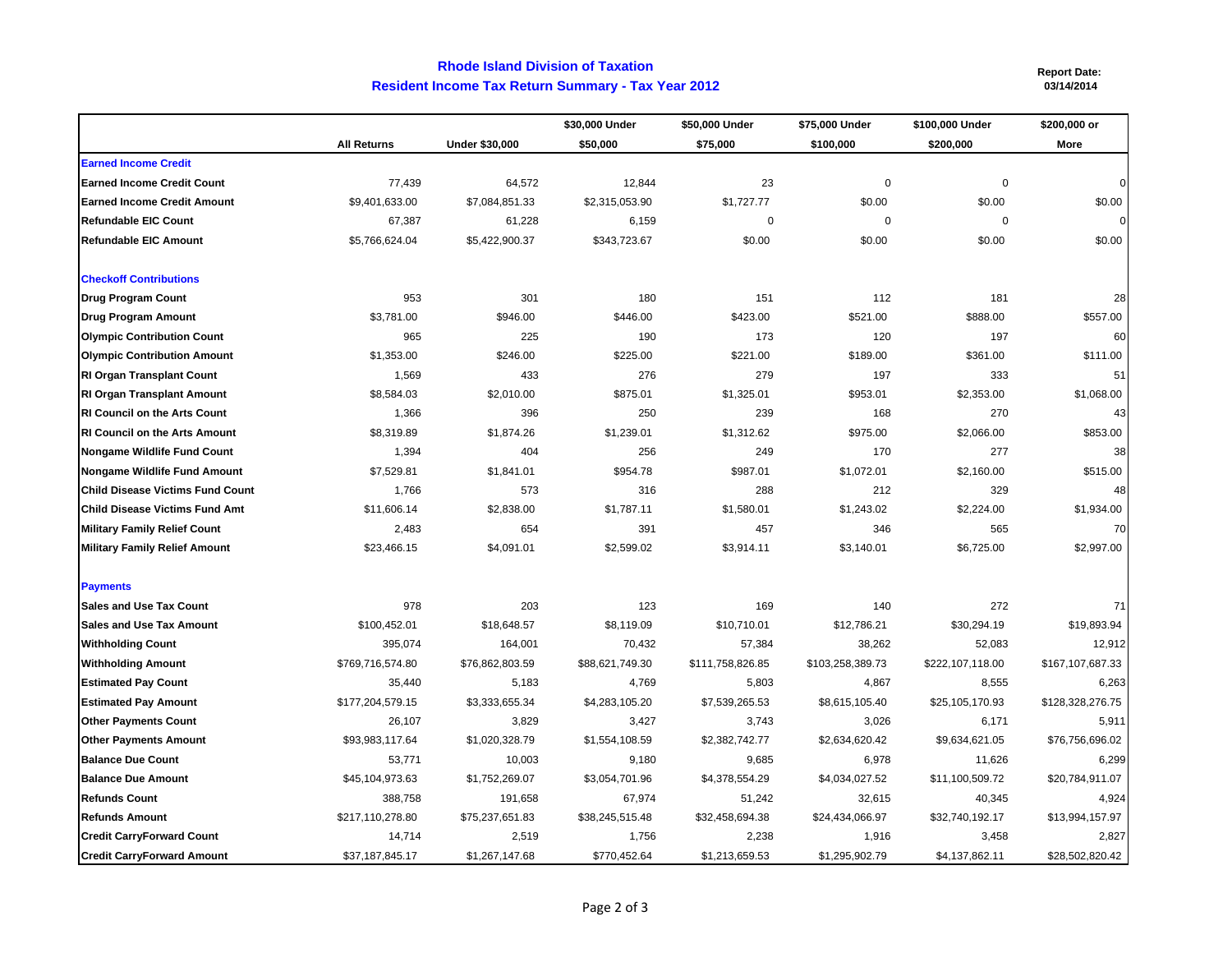## Rhode Island Division of Taxation

## Resident Income Tax Return Summary - Tax Year 2012

**Report Date:**
**03/14/2014**

| | All Returns | Under \$30,000 | \$30,000 Under \$50,000 | \$50,000 Under \$75,000 | \$75,000 Under \$100,000 | \$100,000 Under \$200,000 | \$200,000 or More |
|---|---|---|---|---|---|---|---|
| **Earned Income Credit** | | | | | | | |
| **Earned Income Credit Count** | 77,439 | 64,572 | 12,844 | 23 | 0 | 0 | 0 |
| **Earned Income Credit Amount** | \$9,401,633.00 | \$7,084,851.33 | \$2,315,053.90 | \$1,727.77 | \$0.00 | \$0.00 | \$0.00 |
| **Refundable EIC Count** | 67,387 | 61,228 | 6,159 | 0 | 0 | 0 | 0 |
| **Refundable EIC Amount** | \$5,766,624.04 | \$5,422,900.37 | \$343,723.67 | \$0.00 | \$0.00 | \$0.00 | \$0.00 |
| **Checkoff Contributions** | | | | | | | |
| **Drug Program Count** | 953 | 301 | 180 | 151 | 112 | 181 | 28 |
| **Drug Program Amount** | \$3,781.00 | \$946.00 | \$446.00 | \$423.00 | \$521.00 | \$888.00 | \$557.00 |
| **Olympic Contribution Count** | 965 | 225 | 190 | 173 | 120 | 197 | 60 |
| **Olympic Contribution Amount** | \$1,353.00 | \$246.00 | \$225.00 | \$221.00 | \$189.00 | \$361.00 | \$111.00 |
| **RI Organ Transplant Count** | 1,569 | 433 | 276 | 279 | 197 | 333 | 51 |
| **RI Organ Transplant Amount** | \$8,584.03 | \$2,010.00 | \$875.01 | \$1,325.01 | \$953.01 | \$2,353.00 | \$1,068.00 |
| **RI Council on the Arts Count** | 1,366 | 396 | 250 | 239 | 168 | 270 | 43 |
| **RI Council on the Arts Amount** | \$8,319.89 | \$1,874.26 | \$1,239.01 | \$1,312.62 | \$975.00 | \$2,066.00 | \$853.00 |
| **Nongame Wildlife Fund Count** | 1,394 | 404 | 256 | 249 | 170 | 277 | 38 |
| **Nongame Wildlife Fund Amount** | \$7,529.81 | \$1,841.01 | \$954.78 | \$987.01 | \$1,072.01 | \$2,160.00 | \$515.00 |
| **Child Disease Victims Fund Count** | 1,766 | 573 | 316 | 288 | 212 | 329 | 48 |
| **Child Disease Victims Fund Amt** | \$11,606.14 | \$2,838.00 | \$1,787.11 | \$1,580.01 | \$1,243.02 | \$2,224.00 | \$1,934.00 |
| **Military Family Relief Count** | 2,483 | 654 | 391 | 457 | 346 | 565 | 70 |
| **Military Family Relief Amount** | \$23,466.15 | \$4,091.01 | \$2,599.02 | \$3,914.11 | \$3,140.01 | \$6,725.00 | \$2,997.00 |
| **Payments** | | | | | | | |
| **Sales and Use Tax Count** | 978 | 203 | 123 | 169 | 140 | 272 | 71 |
| **Sales and Use Tax Amount** | \$100,452.01 | \$18,648.57 | \$8,119.09 | \$10,710.01 | \$12,786.21 | \$30,294.19 | \$19,893.94 |
| **Withholding Count** | 395,074 | 164,001 | 70,432 | 57,384 | 38,262 | 52,083 | 12,912 |
| **Withholding Amount** | \$769,716,574.80 | \$76,862,803.59 | \$88,621,749.30 | \$111,758,826.85 | \$103,258,389.73 | \$222,107,118.00 | \$167,107,687.33 |
| **Estimated Pay Count** | 35,440 | 5,183 | 4,769 | 5,803 | 4,867 | 8,555 | 6,263 |
| **Estimated Pay Amount** | \$177,204,579.15 | \$3,333,655.34 | \$4,283,105.20 | \$7,539,265.53 | \$8,615,105.40 | \$25,105,170.93 | \$128,328,276.75 |
| **Other Payments Count** | 26,107 | 3,829 | 3,427 | 3,743 | 3,026 | 6,171 | 5,911 |
| **Other Payments Amount** | \$93,983,117.64 | \$1,020,328.79 | \$1,554,108.59 | \$2,382,742.77 | \$2,634,620.42 | \$9,634,621.05 | \$76,756,696.02 |
| **Balance Due Count** | 53,771 | 10,003 | 9,180 | 9,685 | 6,978 | 11,626 | 6,299 |
| **Balance Due Amount** | \$45,104,973.63 | \$1,752,269.07 | \$3,054,701.96 | \$4,378,554.29 | \$4,034,027.52 | \$11,100,509.72 | \$20,784,911.07 |
| **Refunds Count** | 388,758 | 191,658 | 67,974 | 51,242 | 32,615 | 40,345 | 4,924 |
| **Refunds Amount** | \$217,110,278.80 | \$75,237,651.83 | \$38,245,515.48 | \$32,458,694.38 | \$24,434,066.97 | \$32,740,192.17 | \$13,994,157.97 |
| **Credit CarryForward Count** | 14,714 | 2,519 | 1,756 | 2,238 | 1,916 | 3,458 | 2,827 |
| **Credit CarryForward Amount** | \$37,187,845.17 | \$1,267,147.68 | \$770,452.64 | \$1,213,659.53 | \$1,295,902.79 | \$4,137,862.11 | \$28,502,820.42 |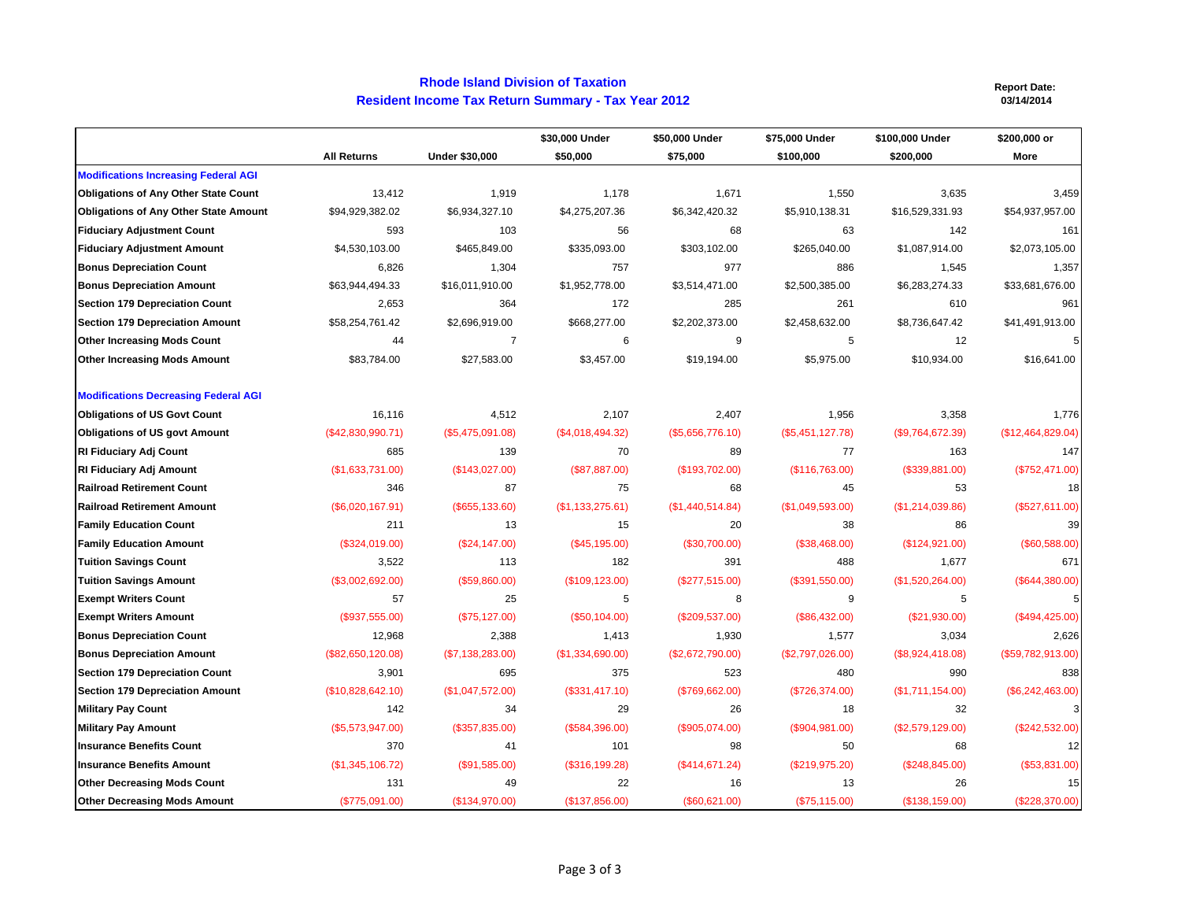# Rhode Island Division of Taxation

## Resident Income Tax Return Summary - Tax Year 2012

**Report Date:**
**03/14/2014**

| | All Returns | Under $30,000 | $30,000 Under $50,000 | $50,000 Under $75,000 | $75,000 Under $100,000 | $100,000 Under $200,000 | $200,000 or More |
|---|---|---|---|---|---|---|---|
| **Modifications Increasing Federal AGI** | | | | | | | |
| **Obligations of Any Other State Count** | 13,412 | 1,919 | 1,178 | 1,671 | 1,550 | 3,635 | 3,459 |
| **Obligations of Any Other State Amount** | $94,929,382.02 | $6,934,327.10 | $4,275,207.36 | $6,342,420.32 | $5,910,138.31 | $16,529,331.93 | $54,937,957.00 |
| **Fiduciary Adjustment Count** | 593 | 103 | 56 | 68 | 63 | 142 | 161 |
| **Fiduciary Adjustment Amount** | $4,530,103.00 | $465,849.00 | $335,093.00 | $303,102.00 | $265,040.00 | $1,087,914.00 | $2,073,105.00 |
| **Bonus Depreciation Count** | 6,826 | 1,304 | 757 | 977 | 886 | 1,545 | 1,357 |
| **Bonus Depreciation Amount** | $63,944,494.33 | $16,011,910.00 | $1,952,778.00 | $3,514,471.00 | $2,500,385.00 | $6,283,274.33 | $33,681,676.00 |
| **Section 179 Depreciation Count** | 2,653 | 364 | 172 | 285 | 261 | 610 | 961 |
| **Section 179 Depreciation Amount** | $58,254,761.42 | $2,696,919.00 | $668,277.00 | $2,202,373.00 | $2,458,632.00 | $8,736,647.42 | $41,491,913.00 |
| **Other Increasing Mods Count** | 44 | 7 | 6 | 9 | 5 | 12 | 5 |
| **Other Increasing Mods Amount** | $83,784.00 | $27,583.00 | $3,457.00 | $19,194.00 | $5,975.00 | $10,934.00 | $16,641.00 |
| **Modifications Decreasing Federal AGI** | | | | | | | |
| **Obligations of US Govt Count** | 16,116 | 4,512 | 2,107 | 2,407 | 1,956 | 3,358 | 1,776 |
| **Obligations of US govt Amount** | ($42,830,990.71) | ($5,475,091.08) | ($4,018,494.32) | ($5,656,776.10) | ($5,451,127.78) | ($9,764,672.39) | ($12,464,829.04) |
| **RI Fiduciary Adj Count** | 685 | 139 | 70 | 89 | 77 | 163 | 147 |
| **RI Fiduciary Adj Amount** | ($1,633,731.00) | ($143,027.00) | ($87,887.00) | ($193,702.00) | ($116,763.00) | ($339,881.00) | ($752,471.00) |
| **Railroad Retirement Count** | 346 | 87 | 75 | 68 | 45 | 53 | 18 |
| **Railroad Retirement Amount** | ($6,020,167.91) | ($655,133.60) | ($1,133,275.61) | ($1,440,514.84) | ($1,049,593.00) | ($1,214,039.86) | ($527,611.00) |
| **Family Education Count** | 211 | 13 | 15 | 20 | 38 | 86 | 39 |
| **Family Education Amount** | ($324,019.00) | ($24,147.00) | ($45,195.00) | ($30,700.00) | ($38,468.00) | ($124,921.00) | ($60,588.00) |
| **Tuition Savings Count** | 3,522 | 113 | 182 | 391 | 488 | 1,677 | 671 |
| **Tuition Savings Amount** | ($3,002,692.00) | ($59,860.00) | ($109,123.00) | ($277,515.00) | ($391,550.00) | ($1,520,264.00) | ($644,380.00) |
| **Exempt Writers Count** | 57 | 25 | 5 | 8 | 9 | 5 | 5 |
| **Exempt Writers Amount** | ($937,555.00) | ($75,127.00) | ($50,104.00) | ($209,537.00) | ($86,432.00) | ($21,930.00) | ($494,425.00) |
| **Bonus Depreciation Count** | 12,968 | 2,388 | 1,413 | 1,930 | 1,577 | 3,034 | 2,626 |
| **Bonus Depreciation Amount** | ($82,650,120.08) | ($7,138,283.00) | ($1,334,690.00) | ($2,672,790.00) | ($2,797,026.00) | ($8,924,418.08) | ($59,782,913.00) |
| **Section 179 Depreciation Count** | 3,901 | 695 | 375 | 523 | 480 | 990 | 838 |
| **Section 179 Depreciation Amount** | ($10,828,642.10) | ($1,047,572.00) | ($331,417.10) | ($769,662.00) | ($726,374.00) | ($1,711,154.00) | ($6,242,463.00) |
| **Military Pay Count** | 142 | 34 | 29 | 26 | 18 | 32 | 3 |
| **Military Pay Amount** | ($5,573,947.00) | ($357,835.00) | ($584,396.00) | ($905,074.00) | ($904,981.00) | ($2,579,129.00) | ($242,532.00) |
| **Insurance Benefits Count** | 370 | 41 | 101 | 98 | 50 | 68 | 12 |
| **Insurance Benefits Amount** | ($1,345,106.72) | ($91,585.00) | ($316,199.28) | ($414,671.24) | ($219,975.20) | ($248,845.00) | ($53,831.00) |
| **Other Decreasing Mods Count** | 131 | 49 | 22 | 16 | 13 | 26 | 15 |
| **Other Decreasing Mods Amount** | ($775,091.00) | ($134,970.00) | ($137,856.00) | ($60,621.00) | ($75,115.00) | ($138,159.00) | ($228,370.00) |